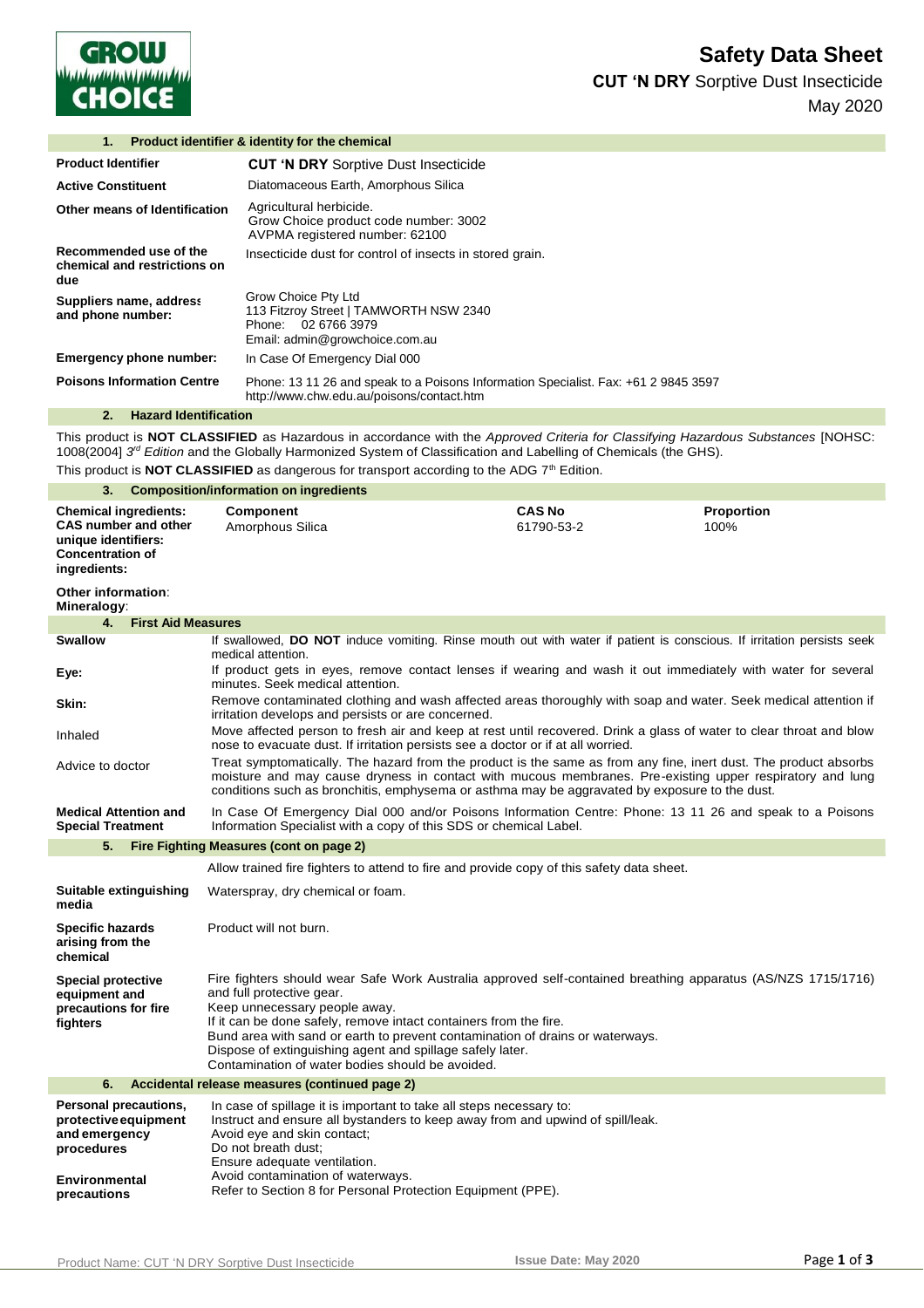# Safety Data Sheet

**CUT 'N DRY** Sorptive Dust Insecticide

May 2020

## 1. Product identifier & identity for the chemical

| | |
|---|---|
| **Product Identifier** | **CUT 'N DRY** Sorptive Dust Insecticide |
| **Active Constituent** | Diatomaceous Earth, Amorphous Silica |
| **Other means of Identification** | Agricultural herbicide.<br>Grow Choice product code number: 3002<br>AVPMA registered number: 62100 |
| **Recommended use of the chemical and restrictions on due** | Insecticide dust for control of insects in stored grain. |
| **Suppliers name, address and phone number:** | Grow Choice Pty Ltd<br>113 Fitzroy Street \| TAMWORTH NSW 2340<br>Phone: 02 6766 3979<br>Email: admin@growchoice.com.au |
| **Emergency phone number:** | In Case Of Emergency Dial 000 |
| **Poisons Information Centre** | Phone: 13 11 26 and speak to a Poisons Information Specialist. Fax: +61 2 9845 3597<br>http://www.chw.edu.au/poisons/contact.htm |

## 2. Hazard Identification

This product is **NOT CLASSIFIED** as Hazardous in accordance with the *Approved Criteria for Classifying Hazardous Substances* [NOHSC: 1008(2004] *3rd Edition* and the Globally Harmonized System of Classification and Labelling of Chemicals (the GHS).

This product is **NOT CLASSIFIED** as dangerous for transport according to the ADG 7th Edition.

## 3. Composition/information on ingredients

| **Chemical ingredients: CAS number and other unique identifiers: Concentration of ingredients:** | **Component** | **CAS No** | **Proportion** |
|---|---|---|---|
| | Amorphous Silica | 61790-53-2 | 100% |

**Other information**:
**Mineralogy**:

## 4. First Aid Measures

| | |
|---|---|
| **Swallow** | If swallowed, **DO NOT** induce vomiting. Rinse mouth out with water if patient is conscious. If irritation persists seek medical attention. |
| **Eye:** | If product gets in eyes, remove contact lenses if wearing and wash it out immediately with water for several minutes. Seek medical attention. |
| **Skin:** | Remove contaminated clothing and wash affected areas thoroughly with soap and water. Seek medical attention if irritation develops and persists or are concerned. |
| Inhaled | Move affected person to fresh air and keep at rest until recovered. Drink a glass of water to clear throat and blow nose to evacuate dust. If irritation persists see a doctor or if at all worried. |
| Advice to doctor | Treat symptomatically. The hazard from the product is the same as from any fine, inert dust. The product absorbs moisture and may cause dryness in contact with mucous membranes. Pre-existing upper respiratory and lung conditions such as bronchitis, emphysema or asthma may be aggravated by exposure to the dust. |
| **Medical Attention and Special Treatment** | In Case Of Emergency Dial 000 and/or Poisons Information Centre: Phone: 13 11 26 and speak to a Poisons Information Specialist with a copy of this SDS or chemical Label. |

## 5. Fire Fighting Measures (cont on page 2)

Allow trained fire fighters to attend to fire and provide copy of this safety data sheet.

| | |
|---|---|
| **Suitable extinguishing media** | Waterspray, dry chemical or foam. |
| **Specific hazards arising from the chemical** | Product will not burn. |
| **Special protective equipment and precautions for fire fighters** | Fire fighters should wear Safe Work Australia approved self-contained breathing apparatus (AS/NZS 1715/1716) and full protective gear.<br>Keep unnecessary people away.<br>If it can be done safely, remove intact containers from the fire.<br>Bund area with sand or earth to prevent contamination of drains or waterways.<br>Dispose of extinguishing agent and spillage safely later.<br>Contamination of water bodies should be avoided. |

## 6. Accidental release measures (continued page 2)

| | |
|---|---|
| **Personal precautions, protective equipment and emergency procedures**<br><br>**Environmental precautions** | In case of spillage it is important to take all steps necessary to:<br>Instruct and ensure all bystanders to keep away from and upwind of spill/leak.<br>Avoid eye and skin contact;<br>Do not breath dust;<br>Ensure adequate ventilation.<br>Avoid contamination of waterways.<br>Refer to Section 8 for Personal Protection Equipment (PPE). |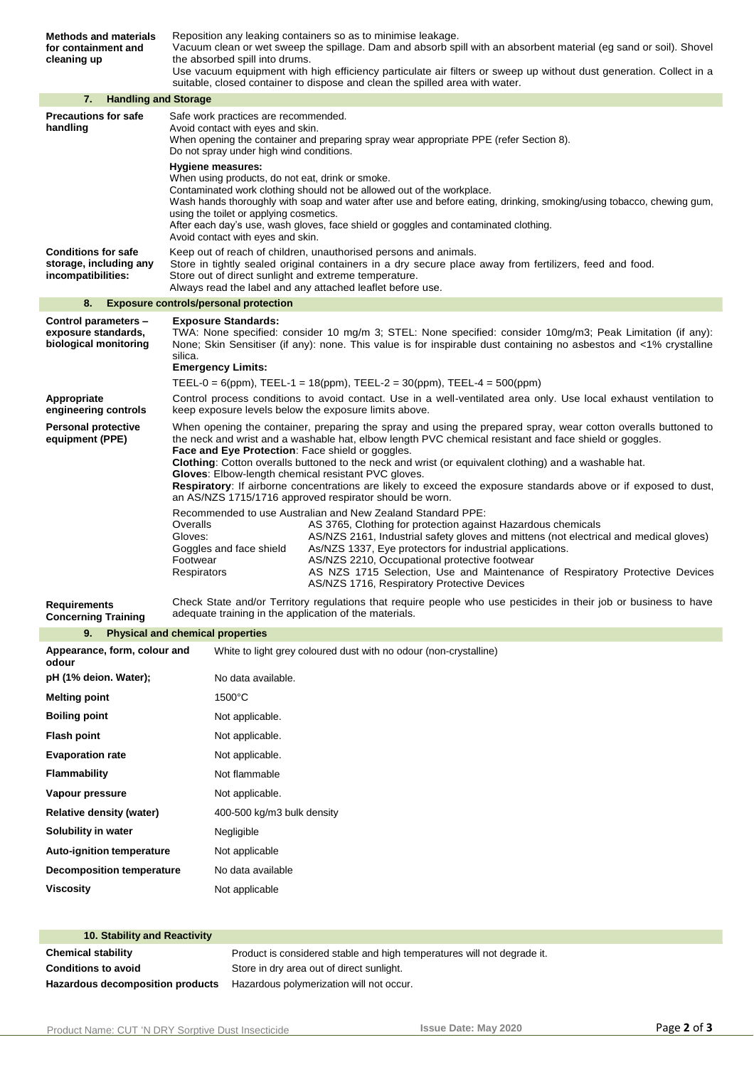| | |
|---|---|
| **Methods and materials for containment and cleaning up** | Reposition any leaking containers so as to minimise leakage. Vacuum clean or wet sweep the spillage. Dam and absorb spill with an absorbent material (eg sand or soil). Shovel the absorbed spill into drums. Use vacuum equipment with high efficiency particulate air filters or sweep up without dust generation. Collect in a suitable, closed container to dispose and clean the spilled area with water. |

## 7. Handling and Storage

| | |
|---|---|
| **Precautions for safe handling** | Safe work practices are recommended. Avoid contact with eyes and skin. When opening the container and preparing spray wear appropriate PPE (refer Section 8). Do not spray under high wind conditions. **Hygiene measures:** When using products, do not eat, drink or smoke. Contaminated work clothing should not be allowed out of the workplace. Wash hands thoroughly with soap and water after use and before eating, drinking, smoking/using tobacco, chewing gum, using the toilet or applying cosmetics. After each day's use, wash gloves, face shield or goggles and contaminated clothing. Avoid contact with eyes and skin. |
| **Conditions for safe storage, including any incompatibilities:** | Keep out of reach of children, unauthorised persons and animals. Store in tightly sealed original containers in a dry secure place away from fertilizers, feed and food. Store out of direct sunlight and extreme temperature. Always read the label and any attached leaflet before use. |

## 8. Exposure controls/personal protection

| | |
|---|---|
| **Control parameters – exposure standards, biological monitoring** | **Exposure Standards:** TWA: None specified: consider 10 mg/m 3; STEL: None specified: consider 10mg/m3; Peak Limitation (if any): None; Skin Sensitiser (if any): none. This value is for inspirable dust containing no asbestos and <1% crystalline silica. **Emergency Limits:** TEEL-0 = 6(ppm), TEEL-1 = 18(ppm), TEEL-2 = 30(ppm), TEEL-4 = 500(ppm) |
| **Appropriate engineering controls** | Control process conditions to avoid contact. Use in a well-ventilated area only. Use local exhaust ventilation to keep exposure levels below the exposure limits above. |
| **Personal protective equipment (PPE)** | When opening the container, preparing the spray and using the prepared spray, wear cotton overalls buttoned to the neck and wrist and a washable hat, elbow length PVC chemical resistant and face shield or goggles. **Face and Eye Protection**: Face shield or goggles. **Clothing**: Cotton overalls buttoned to the neck and wrist (or equivalent clothing) and a washable hat. **Gloves**: Elbow-length chemical resistant PVC gloves. **Respiratory**: If airborne concentrations are likely to exceed the exposure standards above or if exposed to dust, an AS/NZS 1715/1716 approved respirator should be worn. |

Recommended to use Australian and New Zealand Standard PPE:

| | |
|---|---|
| Overalls | AS 3765, Clothing for protection against Hazardous chemicals |
| Gloves: | AS/NZS 2161, Industrial safety gloves and mittens (not electrical and medical gloves) |
| Goggles and face shield | As/NZS 1337, Eye protectors for industrial applications. |
| Footwear | AS/NZS 2210, Occupational protective footwear |
| Respirators | AS NZS 1715 Selection, Use and Maintenance of Respiratory Protective Devices AS/NZS 1716, Respiratory Protective Devices |

| | |
|---|---|
| **Requirements Concerning Training** | Check State and/or Territory regulations that require people who use pesticides in their job or business to have adequate training in the application of the materials. |

## 9. Physical and chemical properties

| | |
|---|---|
| **Appearance, form, colour and odour** | White to light grey coloured dust with no odour (non-crystalline) |
| **pH (1% deion. Water);** | No data available. |
| **Melting point** | 1500°C |
| **Boiling point** | Not applicable. |
| **Flash point** | Not applicable. |
| **Evaporation rate** | Not applicable. |
| **Flammability** | Not flammable |
| **Vapour pressure** | Not applicable. |
| **Relative density (water)** | 400-500 kg/m3 bulk density |
| **Solubility in water** | Negligible |
| **Auto-ignition temperature** | Not applicable |
| **Decomposition temperature** | No data available |
| **Viscosity** | Not applicable |

## 10. Stability and Reactivity

| | |
|---|---|
| **Chemical stability** | Product is considered stable and high temperatures will not degrade it. |
| **Conditions to avoid** | Store in dry area out of direct sunlight. |
| **Hazardous decomposition products** | Hazardous polymerization will not occur. |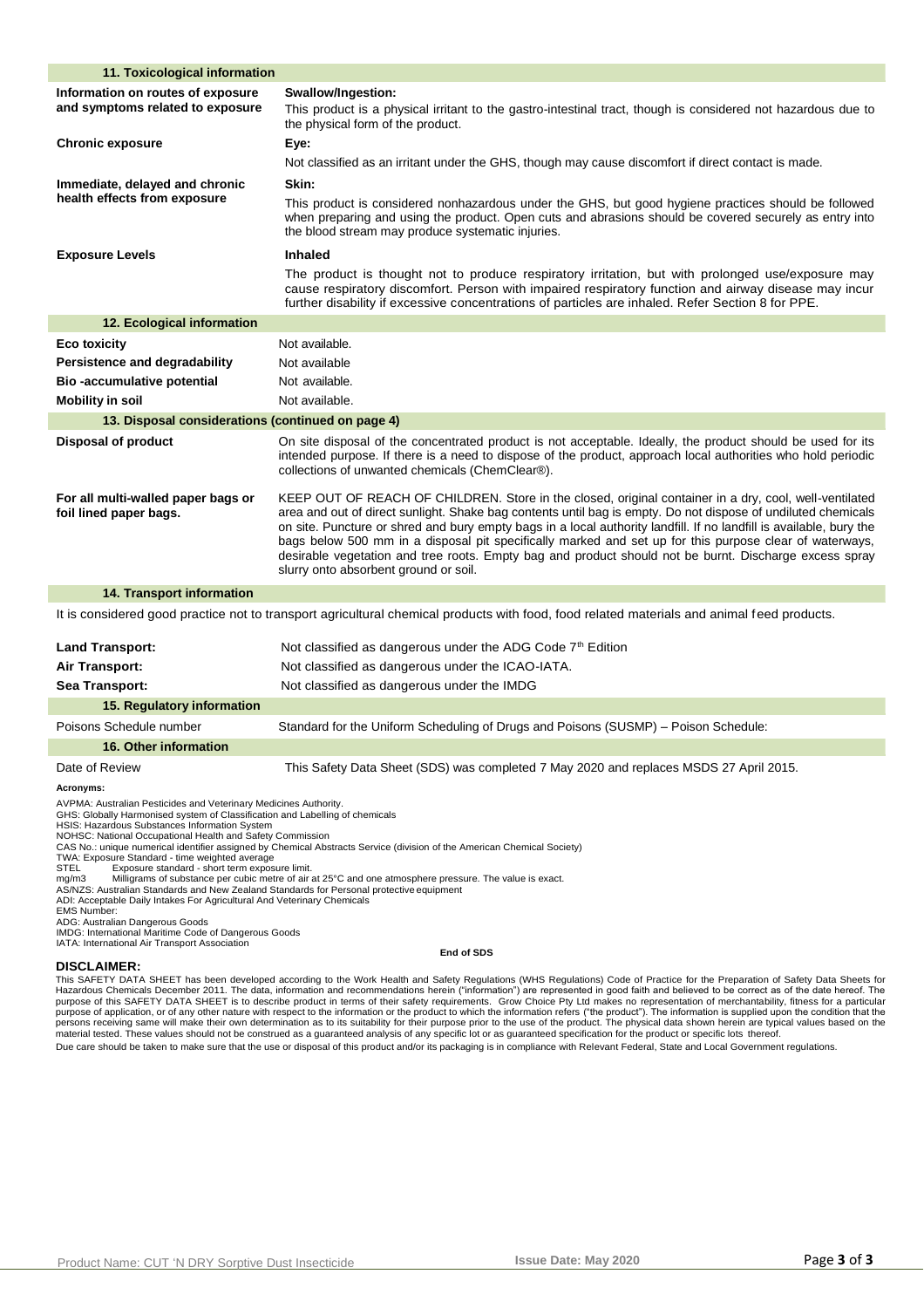## 11. Toxicological information

| | |
|---|---|
| **Information on routes of exposure and symptoms related to exposure** | **Swallow/Ingestion:** This product is a physical irritant to the gastro-intestinal tract, though is considered not hazardous due to the physical form of the product. |
| **Chronic exposure** | **Eye:** Not classified as an irritant under the GHS, though may cause discomfort if direct contact is made. |
| **Immediate, delayed and chronic health effects from exposure** | **Skin:** This product is considered nonhazardous under the GHS, but good hygiene practices should be followed when preparing and using the product. Open cuts and abrasions should be covered securely as entry into the blood stream may produce systematic injuries. |
| **Exposure Levels** | **Inhaled** The product is thought not to produce respiratory irritation, but with prolonged use/exposure may cause respiratory discomfort. Person with impaired respiratory function and airway disease may incur further disability if excessive concentrations of particles are inhaled. Refer Section 8 for PPE. |

## 12. Ecological information

| | |
|---|---|
| **Eco toxicity** | Not available. |
| **Persistence and degradability** | Not available |
| **Bio -accumulative potential** | Not available. |
| **Mobility in soil** | Not available. |

## 13. Disposal considerations (continued on page 4)

| | |
|---|---|
| **Disposal of product** | On site disposal of the concentrated product is not acceptable. Ideally, the product should be used for its intended purpose. If there is a need to dispose of the product, approach local authorities who hold periodic collections of unwanted chemicals (ChemClear®). |
| **For all multi-walled paper bags or foil lined paper bags.** | KEEP OUT OF REACH OF CHILDREN. Store in the closed, original container in a dry, cool, well-ventilated area and out of direct sunlight. Shake bag contents until bag is empty. Do not dispose of undiluted chemicals on site. Puncture or shred and bury empty bags in a local authority landfill. If no landfill is available, bury the bags below 500 mm in a disposal pit specifically marked and set up for this purpose clear of waterways, desirable vegetation and tree roots. Empty bag and product should not be burnt. Discharge excess spray slurry onto absorbent ground or soil. |

## 14. Transport information

It is considered good practice not to transport agricultural chemical products with food, food related materials and animal feed products.

| | |
|---|---|
| **Land Transport:** | Not classified as dangerous under the ADG Code 7th Edition |
| **Air Transport:** | Not classified as dangerous under the ICAO-IATA. |
| **Sea Transport:** | Not classified as dangerous under the IMDG |

## 15. Regulatory information

| | |
|---|---|
| Poisons Schedule number | Standard for the Uniform Scheduling of Drugs and Poisons (SUSMP) – Poison Schedule: |

## 16. Other information

| | |
|---|---|
| Date of Review | This Safety Data Sheet (SDS) was completed 7 May 2020 and replaces MSDS 27 April 2015. |

**Acronyms:**

AVPMA: Australian Pesticides and Veterinary Medicines Authority.
GHS: Globally Harmonised system of Classification and Labelling of chemicals
HSIS: Hazardous Substances Information System
NOHSC: National Occupational Health and Safety Commission
CAS No.: unique numerical identifier assigned by Chemical Abstracts Service (division of the American Chemical Society)
TWA: Exposure Standard - time weighted average
STEL Exposure standard - short term exposure limit.
mg/m3 Milligrams of substance per cubic metre of air at 25°C and one atmosphere pressure. The value is exact.
AS/NZS: Australian Standards and New Zealand Standards for Personal protective equipment
ADI: Acceptable Daily Intakes For Agricultural And Veterinary Chemicals
EMS Number:
ADG: Australian Dangerous Goods
IMDG: International Maritime Code of Dangerous Goods
IATA: International Air Transport Association

**End of SDS**

**DISCLAIMER:**

This SAFETY DATA SHEET has been developed according to the Work Health and Safety Regulations (WHS Regulations) Code of Practice for the Preparation of Safety Data Sheets for Hazardous Chemicals December 2011. The data, information and recommendations herein ("information") are represented in good faith and believed to be correct as of the date hereof. The purpose of this SAFETY DATA SHEET is to describe product in terms of their safety requirements. Grow Choice Pty Ltd makes no representation of merchantability, fitness for a particular purpose of application, or of any other nature with respect to the information or the product to which the information refers ("the product"). The information is supplied upon the condition that the persons receiving same will make their own determination as to its suitability for their purpose prior to the use of the product. The physical data shown herein are typical values based on the material tested. These values should not be construed as a guaranteed analysis of any specific lot or as guaranteed specification for the product or specific lots thereof.

Due care should be taken to make sure that the use or disposal of this product and/or its packaging is in compliance with Relevant Federal, State and Local Government regulations.